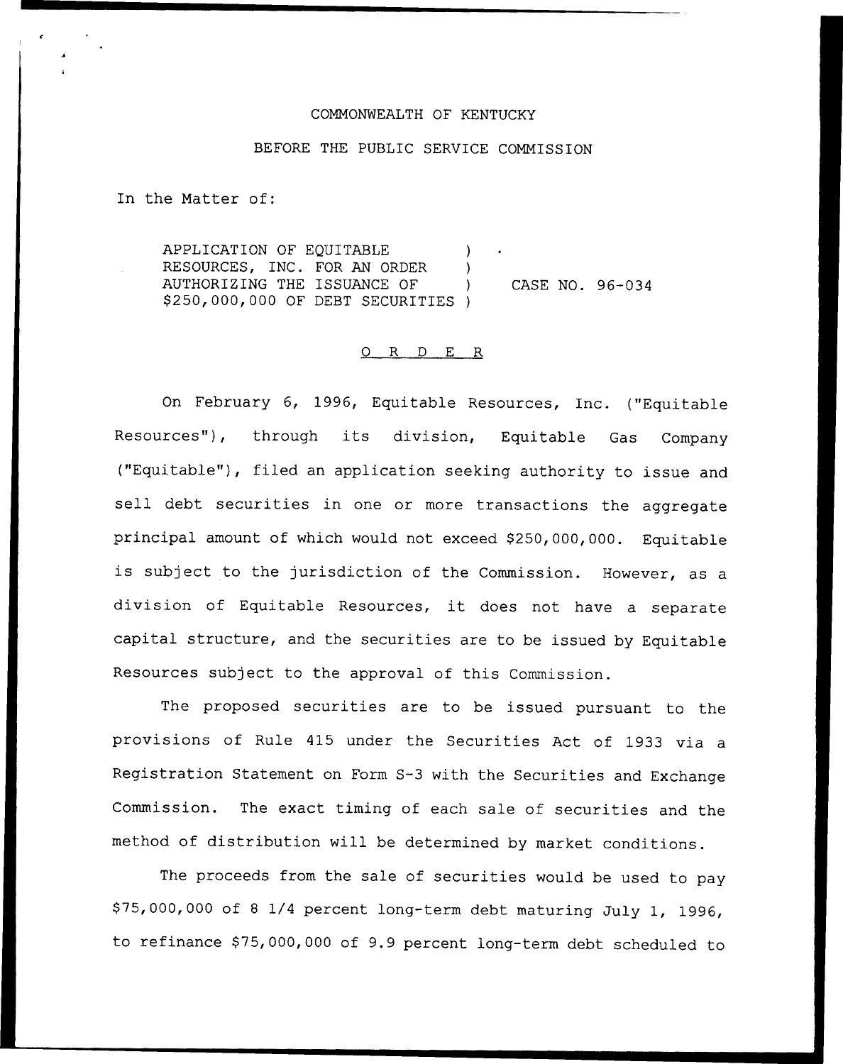COMMONWEALTH OF KENTUCKY

BEFORE THE PUBLIC SERVICE COMMISSION

In the Matter of:

APPLICATION OF EQUITABLE RESOURCES, INC. FOR AN ORDER AUTHORIZING THE ISSUANCE OF $250,000,000 OF DEBT SECURITIES ) CASE NO. 96-034

O R D E R

On February 6, 1996, Equitable Resources, Inc. ("Equitable Resources"), through its division, Equitable Gas Company ("Equitable"), filed an application seeking authority to issue and sell debt securities in one or more transactions the aggregate principal amount of which would not exceed $250,000,000. Equitable is subject to the jurisdiction of the Commission. However, as a division of Equitable Resources, it does not have a separate capital structure, and the securities are to be issued by Equitable Resources subject to the approval of this Commission.

The proposed securities are to be issued pursuant to the provisions of Rule 415 under the Securities Act of 1933 via a Registration Statement on Form S-3 with the Securities and Exchange Commission. The exact timing of each sale of securities and the method of distribution will be determined by market conditions.

The proceeds from the sale of securities would be used to pay $75,000,000 of 8 1/4 percent long-term debt maturing July 1, 1996, to refinance $75,000,000 of 9.9 percent long-term debt scheduled to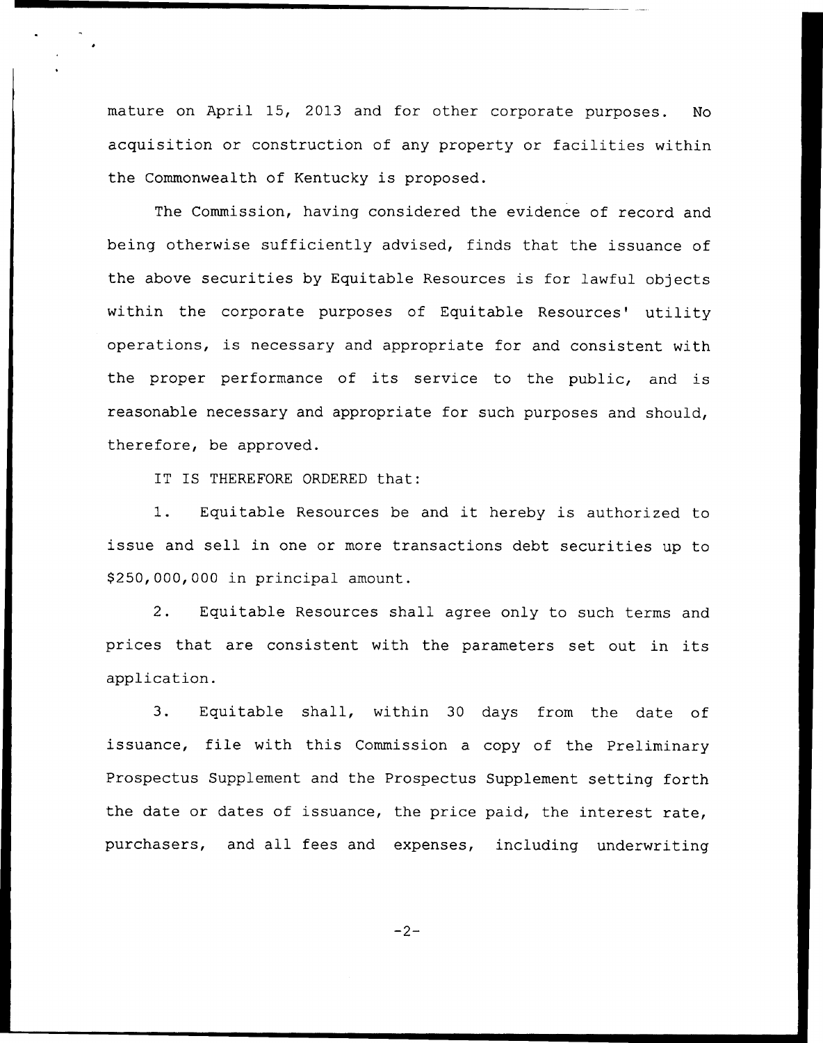mature on April 15, 2013 and for other corporate purposes. No acquisition or construction of any property or facilities within the Commonwealth of Kentucky is proposed.

The Commission, having considered the evidence of record and being otherwise sufficiently advised, finds that the issuance of the above securities by Equitable Resources is for lawful objects within the corporate purposes of Equitable Resources' utility operations, is necessary and appropriate for and consistent with the proper performance of its service to the public, and is reasonable necessary and appropriate for such purposes and should, therefore, be approved.

IT IS THEREFORE ORDERED that:

1. Equitable Resources be and it hereby is authorized to issue and sell in one or more transactions debt securities up to $250,000,000 in principal amount.

2. Equitable Resources shall agree only to such terms and prices that are consistent with the parameters set out in its application.

3. Equitable shall, within 30 days from the date of issuance, file with this Commission a copy of the Preliminary Prospectus Supplement and the Prospectus Supplement setting forth the date or dates of issuance, the price paid, the interest rate, purchasers, and all fees and expenses, including underwriting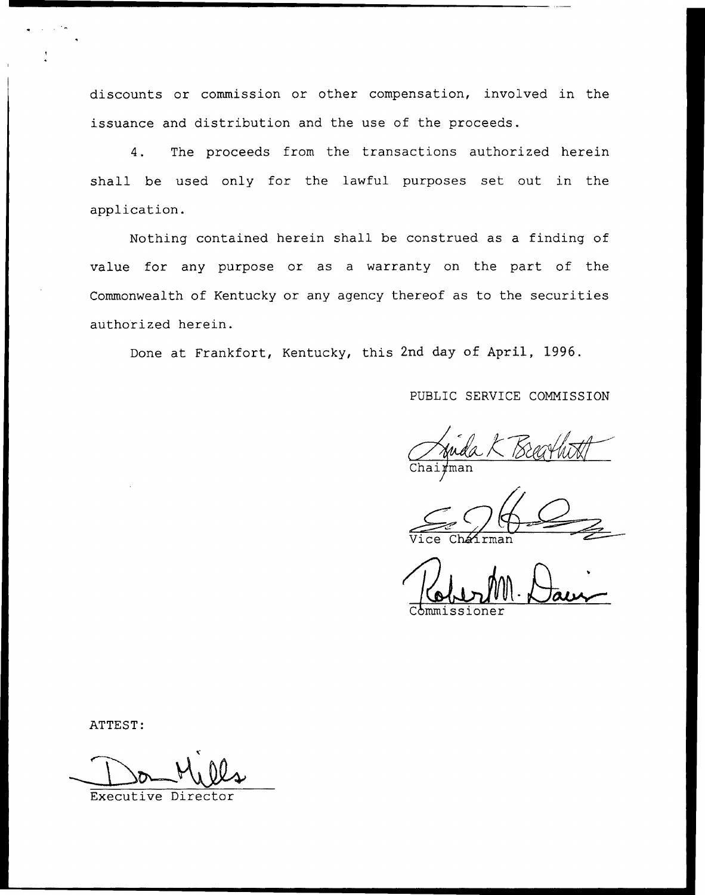discounts or commission or other compensation, involved in the issuance and distribution and the use of the proceeds.

4. The proceeds from the transactions authorized herein shall be used only for the lawful purposes set out in the application.

Nothing contained herein shall be construed as a finding of value for any purpose or as a warranty on the part of the Commonwealth of Kentucky or any agency thereof as to the securities authorized herein.

Done at Frankfort, Kentucky, this 2nd day of April, 1996.

PUBLIC SERVICE COMMISSION

Chairman

Vice Chairman

Commissioner

ATTEST:

Executive Director